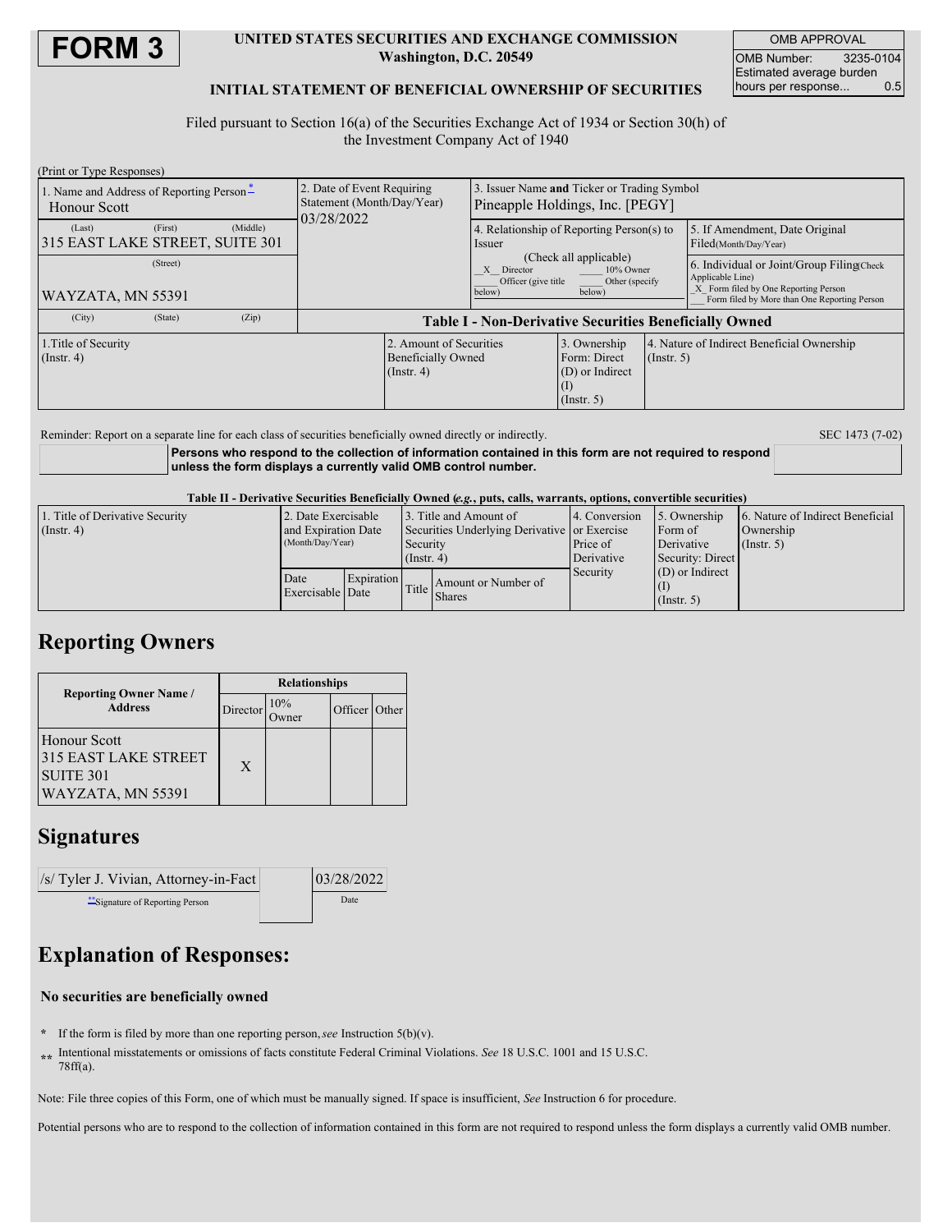# FORM 3

**UNITED STATES SECURITIES AND EXCHANGE COMMISSION**
**Washington, D.C. 20549**

**INITIAL STATEMENT OF BENEFICIAL OWNERSHIP OF SECURITIES**

| OMB APPROVAL | |
|---|---|
| OMB Number: | 3235-0104 |
| Estimated average burden hours per response... | 0.5 |

Filed pursuant to Section 16(a) of the Securities Exchange Act of 1934 or Section 30(h) of the Investment Company Act of 1940

(Print or Type Responses)

| 1. Name and Address of Reporting Person* | 2. Date of Event Requiring Statement (Month/Day/Year) | 3. Issuer Name and Ticker or Trading Symbol |
|---|---|---|
| Honour Scott<br>(Last) (First) (Middle)<br>315 EAST LAKE STREET, SUITE 301<br>(Street)<br>WAYZATA, MN 55391<br>(City) (State) (Zip) | 03/28/2022 | Pineapple Holdings, Inc. [PEGY] |

4. Relationship of Reporting Person(s) to Issuer (Check all applicable)
_X_ Director ___ 10% Owner ___ Officer (give title below) ___ Other (specify below)

5. If Amendment, Date Original Filed(Month/Day/Year)

6. Individual or Joint/Group Filing(Check Applicable Line)
_X_ Form filed by One Reporting Person
___ Form filed by More than One Reporting Person

**Table I - Non-Derivative Securities Beneficially Owned**

| 1.Title of Security (Instr. 4) | 2. Amount of Securities Beneficially Owned (Instr. 4) | 3. Ownership Form: Direct (D) or Indirect (I) (Instr. 5) | 4. Nature of Indirect Beneficial Ownership (Instr. 5) |
|---|---|---|---|

Reminder: Report on a separate line for each class of securities beneficially owned directly or indirectly.

SEC 1473 (7-02)

**Persons who respond to the collection of information contained in this form are not required to respond unless the form displays a currently valid OMB control number.**

**Table II - Derivative Securities Beneficially Owned (*e.g.*, puts, calls, warrants, options, convertible securities)**

| 1. Title of Derivative Security (Instr. 4) | 2. Date Exercisable and Expiration Date (Month/Day/Year) | | 3. Title and Amount of Securities Underlying Derivative Security (Instr. 4) | | 4. Conversion or Exercise Price of Derivative Security | 5. Ownership Form of Derivative Security: Direct (D) or Indirect (I) (Instr. 5) | 6. Nature of Indirect Beneficial Ownership (Instr. 5) |
|---|---|---|---|---|---|---|---|
| | Date Exercisable | Expiration Date | Title | Amount or Number of Shares | | | |

## Reporting Owners

| Reporting Owner Name / Address | Relationships | | | |
|---|---|---|---|---|
| | Director | 10% Owner | Officer | Other |
| Honour Scott<br>315 EAST LAKE STREET<br>SUITE 301<br>WAYZATA, MN 55391 | X | | | |

## Signatures

| /s/ Tyler J. Vivian, Attorney-in-Fact | | 03/28/2022 |
|---|---|---|
| **Signature of Reporting Person | | Date |

## Explanation of Responses:

**No securities are beneficially owned**

\* If the form is filed by more than one reporting person, *see* Instruction 5(b)(v).

\*\* Intentional misstatements or omissions of facts constitute Federal Criminal Violations. *See* 18 U.S.C. 1001 and 15 U.S.C. 78ff(a).

Note: File three copies of this Form, one of which must be manually signed. If space is insufficient, *See* Instruction 6 for procedure.

Potential persons who are to respond to the collection of information contained in this form are not required to respond unless the form displays a currently valid OMB number.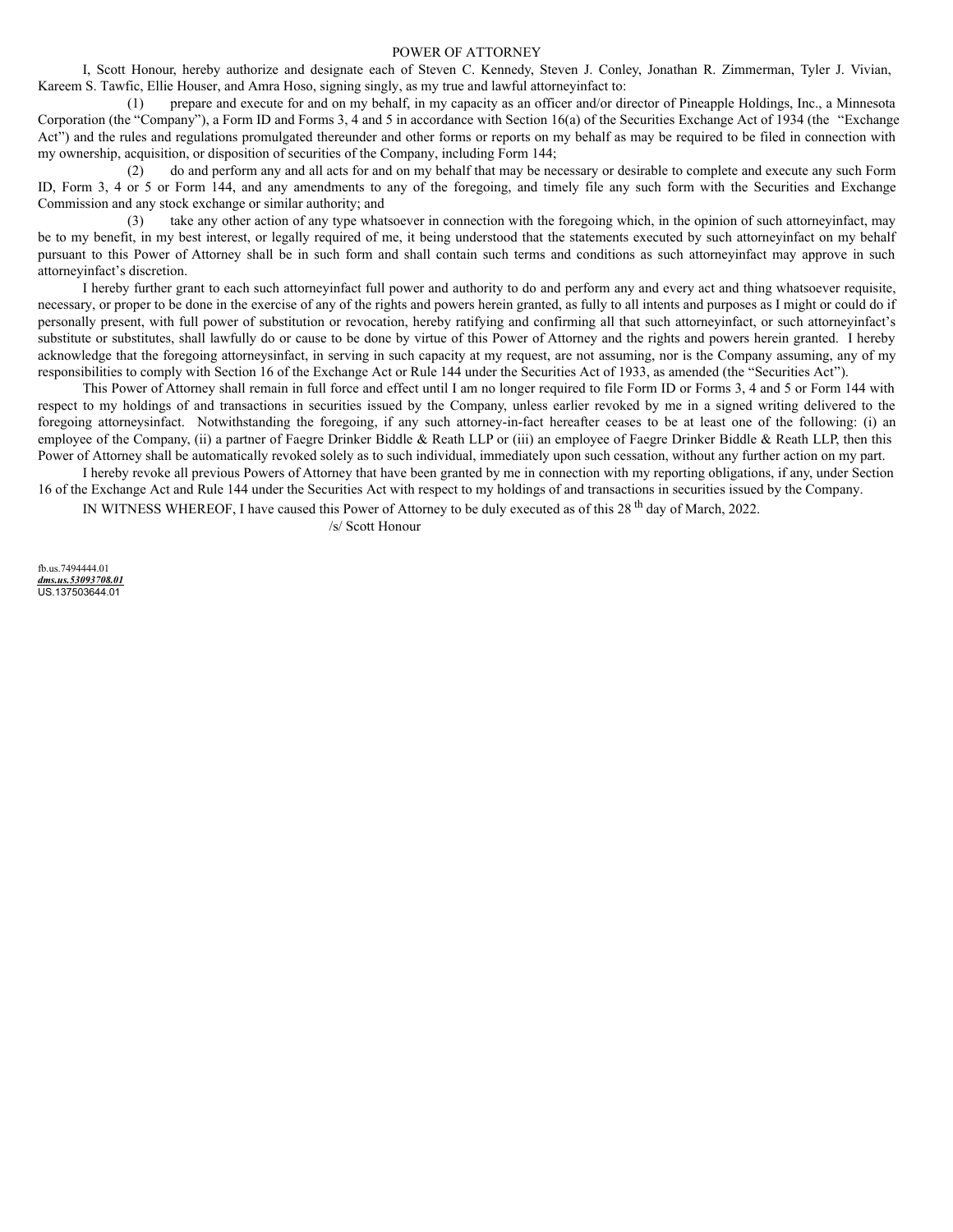# POWER OF ATTORNEY

I, Scott Honour, hereby authorize and designate each of Steven C. Kennedy, Steven J. Conley, Jonathan R. Zimmerman, Tyler J. Vivian, Kareem S. Tawfic, Ellie Houser, and Amra Hoso, signing singly, as my true and lawful attorneyinfact to:

(1) prepare and execute for and on my behalf, in my capacity as an officer and/or director of Pineapple Holdings, Inc., a Minnesota Corporation (the "Company"), a Form ID and Forms 3, 4 and 5 in accordance with Section 16(a) of the Securities Exchange Act of 1934 (the "Exchange Act") and the rules and regulations promulgated thereunder and other forms or reports on my behalf as may be required to be filed in connection with my ownership, acquisition, or disposition of securities of the Company, including Form 144;

(2) do and perform any and all acts for and on my behalf that may be necessary or desirable to complete and execute any such Form ID, Form 3, 4 or 5 or Form 144, and any amendments to any of the foregoing, and timely file any such form with the Securities and Exchange Commission and any stock exchange or similar authority; and

(3) take any other action of any type whatsoever in connection with the foregoing which, in the opinion of such attorneyinfact, may be to my benefit, in my best interest, or legally required of me, it being understood that the statements executed by such attorneyinfact on my behalf pursuant to this Power of Attorney shall be in such form and shall contain such terms and conditions as such attorneyinfact may approve in such attorneyinfact's discretion.

I hereby further grant to each such attorneyinfact full power and authority to do and perform any and every act and thing whatsoever requisite, necessary, or proper to be done in the exercise of any of the rights and powers herein granted, as fully to all intents and purposes as I might or could do if personally present, with full power of substitution or revocation, hereby ratifying and confirming all that such attorneyinfact, or such attorneyinfact's substitute or substitutes, shall lawfully do or cause to be done by virtue of this Power of Attorney and the rights and powers herein granted. I hereby acknowledge that the foregoing attorneysinfact, in serving in such capacity at my request, are not assuming, nor is the Company assuming, any of my responsibilities to comply with Section 16 of the Exchange Act or Rule 144 under the Securities Act of 1933, as amended (the "Securities Act").

This Power of Attorney shall remain in full force and effect until I am no longer required to file Form ID or Forms 3, 4 and 5 or Form 144 with respect to my holdings of and transactions in securities issued by the Company, unless earlier revoked by me in a signed writing delivered to the foregoing attorneysinfact. Notwithstanding the foregoing, if any such attorney-in-fact hereafter ceases to be at least one of the following: (i) an employee of the Company, (ii) a partner of Faegre Drinker Biddle & Reath LLP or (iii) an employee of Faegre Drinker Biddle & Reath LLP, then this Power of Attorney shall be automatically revoked solely as to such individual, immediately upon such cessation, without any further action on my part.

I hereby revoke all previous Powers of Attorney that have been granted by me in connection with my reporting obligations, if any, under Section 16 of the Exchange Act and Rule 144 under the Securities Act with respect to my holdings of and transactions in securities issued by the Company.

IN WITNESS WHEREOF, I have caused this Power of Attorney to be duly executed as of this 28th day of March, 2022.

/s/ Scott Honour

fb.us.7494444.01
***dms.us.53093708.01***
US.137503644.01